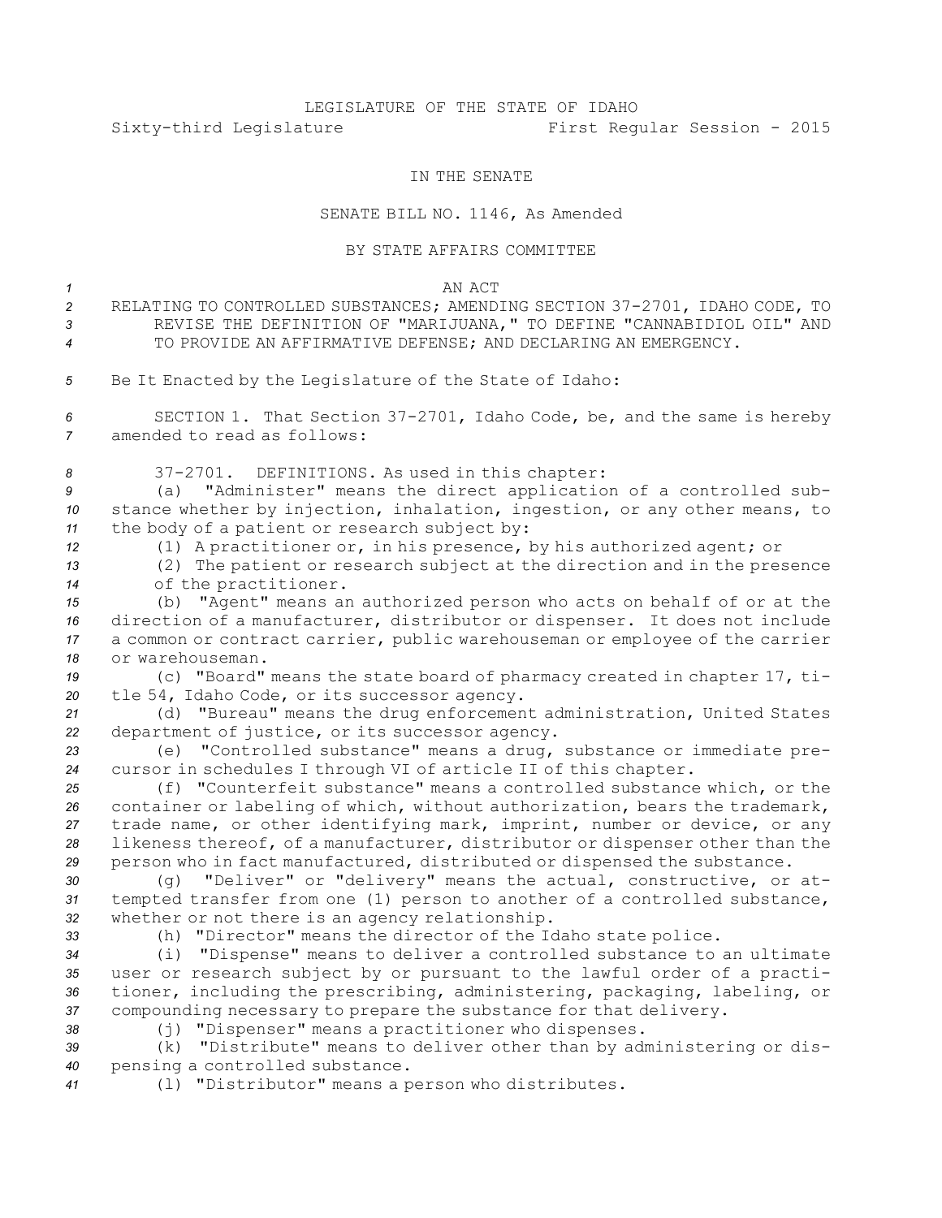LEGISLATURE OF THE STATE OF IDAHO

Sixty-third Legislature First Regular Session - 2015

IN THE SENATE

SENATE BILL NO. 1146, As Amended

BY STATE AFFAIRS COMMITTEE

AN ACT

RELATING TO CONTROLLED SUBSTANCES; AMENDING SECTION 37-2701, IDAHO CODE, TO REVISE THE DEFINITION OF "MARIJUANA," TO DEFINE "CANNABIDIOL OIL" AND TO PROVIDE AN AFFIRMATIVE DEFENSE; AND DECLARING AN EMERGENCY.

Be It Enacted by the Legislature of the State of Idaho:

SECTION 1. That Section 37-2701, Idaho Code, be, and the same is hereby amended to read as follows:

37-2701. DEFINITIONS. As used in this chapter:

(a) "Administer" means the direct application of a controlled substance whether by injection, inhalation, ingestion, or any other means, to the body of a patient or research subject by:

(1) A practitioner or, in his presence, by his authorized agent; or

(2) The patient or research subject at the direction and in the presence of the practitioner.

(b) "Agent" means an authorized person who acts on behalf of or at the direction of a manufacturer, distributor or dispenser. It does not include a common or contract carrier, public warehouseman or employee of the carrier or warehouseman.

(c) "Board" means the state board of pharmacy created in chapter 17, title 54, Idaho Code, or its successor agency.

(d) "Bureau" means the drug enforcement administration, United States department of justice, or its successor agency.

(e) "Controlled substance" means a drug, substance or immediate precursor in schedules I through VI of article II of this chapter.

(f) "Counterfeit substance" means a controlled substance which, or the container or labeling of which, without authorization, bears the trademark, trade name, or other identifying mark, imprint, number or device, or any likeness thereof, of a manufacturer, distributor or dispenser other than the person who in fact manufactured, distributed or dispensed the substance.

(g) "Deliver" or "delivery" means the actual, constructive, or attempted transfer from one (1) person to another of a controlled substance, whether or not there is an agency relationship.

(h) "Director" means the director of the Idaho state police.

(i) "Dispense" means to deliver a controlled substance to an ultimate user or research subject by or pursuant to the lawful order of a practitioner, including the prescribing, administering, packaging, labeling, or compounding necessary to prepare the substance for that delivery.

(j) "Dispenser" means a practitioner who dispenses.

(k) "Distribute" means to deliver other than by administering or dispensing a controlled substance.

(l) "Distributor" means a person who distributes.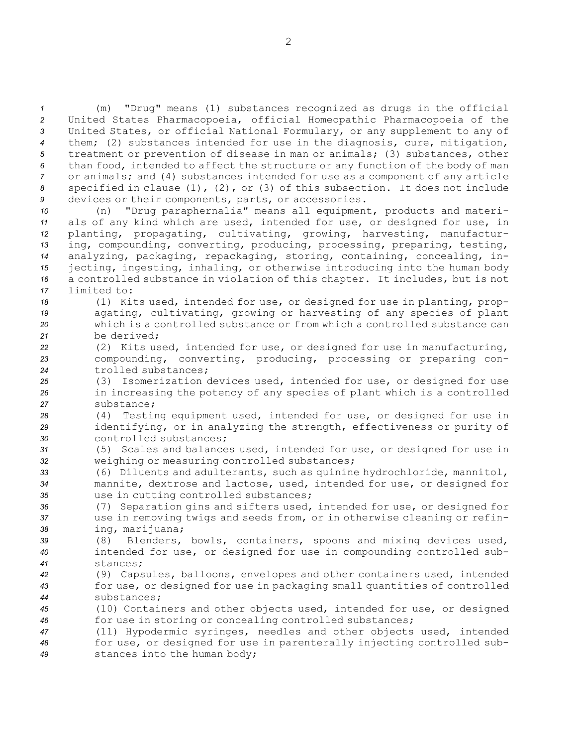(m) "Drug" means (1) substances recognized as drugs in the official United States Pharmacopoeia, official Homeopathic Pharmacopoeia of the United States, or official National Formulary, or any supplement to any of them; (2) substances intended for use in the diagnosis, cure, mitigation, treatment or prevention of disease in man or animals; (3) substances, other than food, intended to affect the structure or any function of the body of man or animals; and (4) substances intended for use as a component of any article specified in clause (1), (2), or (3) of this subsection. It does not include devices or their components, parts, or accessories.

(n) "Drug paraphernalia" means all equipment, products and materials of any kind which are used, intended for use, or designed for use, in planting, propagating, cultivating, growing, harvesting, manufacturing, compounding, converting, producing, processing, preparing, testing, analyzing, packaging, repackaging, storing, containing, concealing, injecting, ingesting, inhaling, or otherwise introducing into the human body a controlled substance in violation of this chapter. It includes, but is not limited to:

(1) Kits used, intended for use, or designed for use in planting, propagating, cultivating, growing or harvesting of any species of plant which is a controlled substance or from which a controlled substance can be derived;

(2) Kits used, intended for use, or designed for use in manufacturing, compounding, converting, producing, processing or preparing controlled substances;

(3) Isomerization devices used, intended for use, or designed for use in increasing the potency of any species of plant which is a controlled substance;

(4) Testing equipment used, intended for use, or designed for use in identifying, or in analyzing the strength, effectiveness or purity of controlled substances;

(5) Scales and balances used, intended for use, or designed for use in weighing or measuring controlled substances;

(6) Diluents and adulterants, such as quinine hydrochloride, mannitol, mannite, dextrose and lactose, used, intended for use, or designed for use in cutting controlled substances;

(7) Separation gins and sifters used, intended for use, or designed for use in removing twigs and seeds from, or in otherwise cleaning or refining, marijuana;

(8) Blenders, bowls, containers, spoons and mixing devices used, intended for use, or designed for use in compounding controlled substances;

(9) Capsules, balloons, envelopes and other containers used, intended for use, or designed for use in packaging small quantities of controlled substances;

(10) Containers and other objects used, intended for use, or designed for use in storing or concealing controlled substances;

(11) Hypodermic syringes, needles and other objects used, intended for use, or designed for use in parenterally injecting controlled substances into the human body;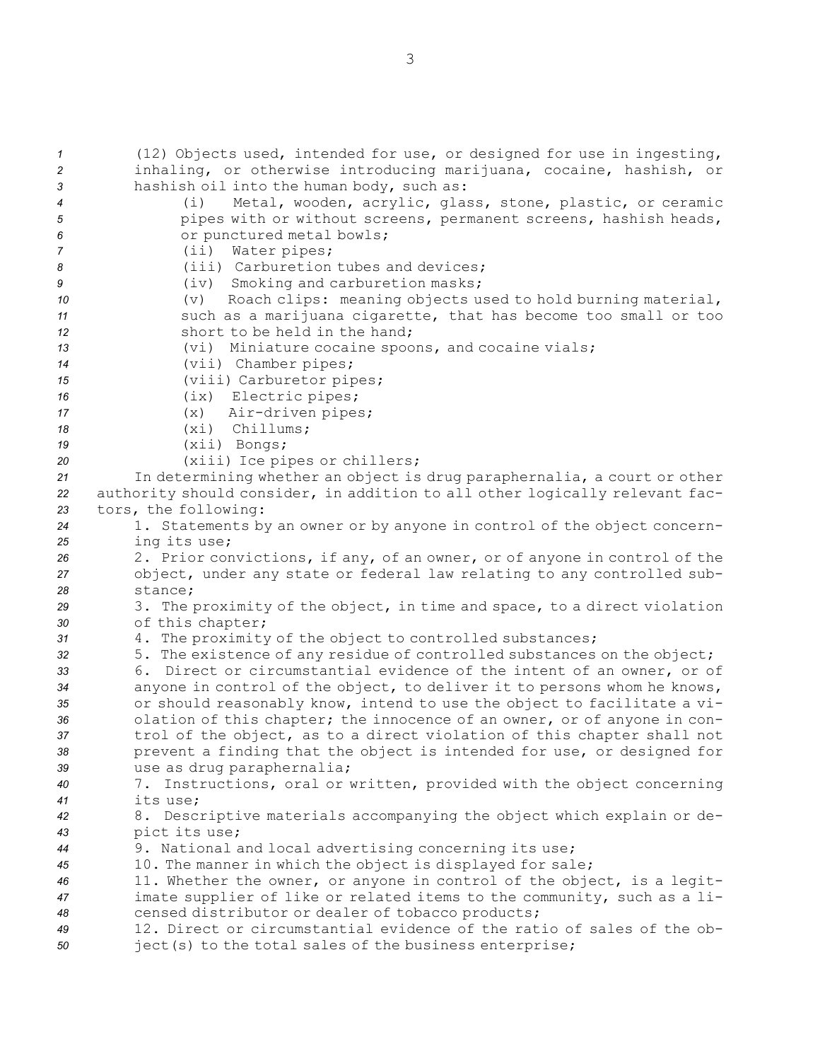(12) Objects used, intended for use, or designed for use in ingesting, inhaling, or otherwise introducing marijuana, cocaine, hashish, or hashish oil into the human body, such as:

(i) Metal, wooden, acrylic, glass, stone, plastic, or ceramic pipes with or without screens, permanent screens, hashish heads, or punctured metal bowls;

(ii) Water pipes;

(iii) Carburetion tubes and devices;

(iv) Smoking and carburetion masks;

(v) Roach clips: meaning objects used to hold burning material, such as a marijuana cigarette, that has become too small or too short to be held in the hand;

(vi) Miniature cocaine spoons, and cocaine vials;

(vii) Chamber pipes;

(viii) Carburetor pipes;

(ix) Electric pipes;

(x) Air-driven pipes;

(xi) Chillums;

(xii) Bongs;

(xiii) Ice pipes or chillers;

In determining whether an object is drug paraphernalia, a court or other authority should consider, in addition to all other logically relevant factors, the following:

1. Statements by an owner or by anyone in control of the object concerning its use;

2. Prior convictions, if any, of an owner, or of anyone in control of the object, under any state or federal law relating to any controlled substance;

3. The proximity of the object, in time and space, to a direct violation of this chapter;

4. The proximity of the object to controlled substances;

5. The existence of any residue of controlled substances on the object;

6. Direct or circumstantial evidence of the intent of an owner, or of anyone in control of the object, to deliver it to persons whom he knows, or should reasonably know, intend to use the object to facilitate a violation of this chapter; the innocence of an owner, or of anyone in control of the object, as to a direct violation of this chapter shall not prevent a finding that the object is intended for use, or designed for use as drug paraphernalia;

7. Instructions, oral or written, provided with the object concerning its use;

8. Descriptive materials accompanying the object which explain or depict its use;

9. National and local advertising concerning its use;

10. The manner in which the object is displayed for sale;

11. Whether the owner, or anyone in control of the object, is a legitimate supplier of like or related items to the community, such as a licensed distributor or dealer of tobacco products;

12. Direct or circumstantial evidence of the ratio of sales of the object(s) to the total sales of the business enterprise;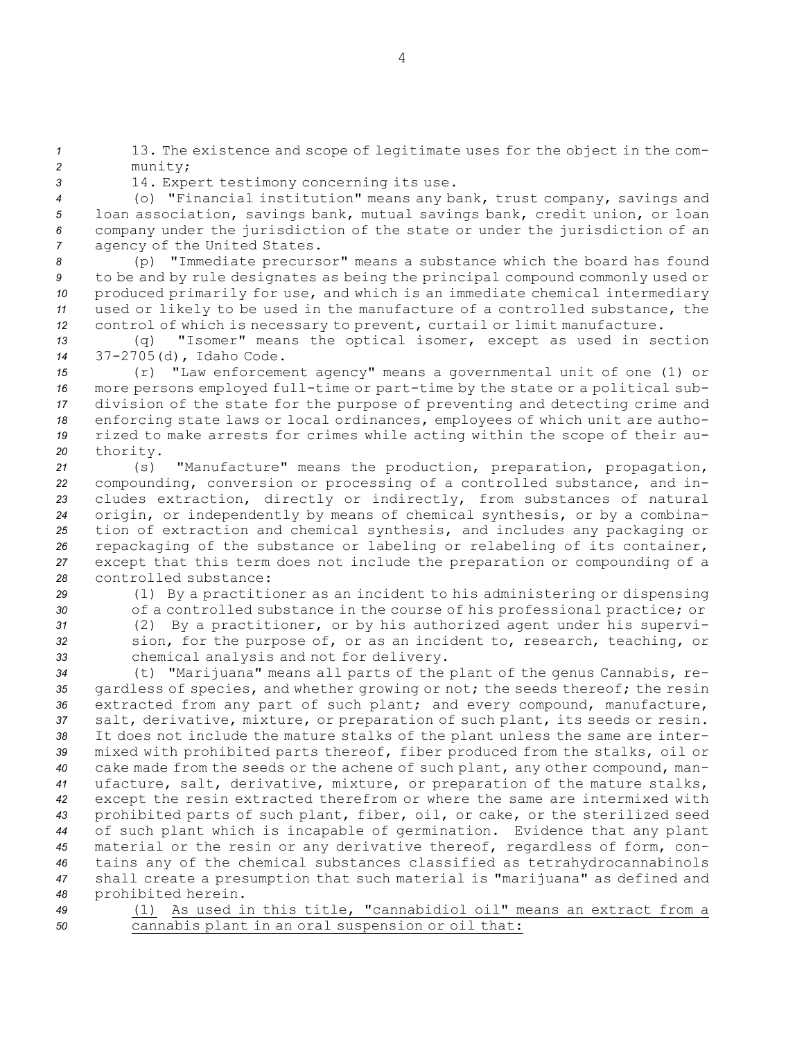13. The existence and scope of legitimate uses for the object in the community;

14. Expert testimony concerning its use.

(o) "Financial institution" means any bank, trust company, savings and loan association, savings bank, mutual savings bank, credit union, or loan company under the jurisdiction of the state or under the jurisdiction of an agency of the United States.

(p) "Immediate precursor" means a substance which the board has found to be and by rule designates as being the principal compound commonly used or produced primarily for use, and which is an immediate chemical intermediary used or likely to be used in the manufacture of a controlled substance, the control of which is necessary to prevent, curtail or limit manufacture.

(q) "Isomer" means the optical isomer, except as used in section 37-2705(d), Idaho Code.

(r) "Law enforcement agency" means a governmental unit of one (1) or more persons employed full-time or part-time by the state or a political subdivision of the state for the purpose of preventing and detecting crime and enforcing state laws or local ordinances, employees of which unit are authorized to make arrests for crimes while acting within the scope of their authority.

(s) "Manufacture" means the production, preparation, propagation, compounding, conversion or processing of a controlled substance, and includes extraction, directly or indirectly, from substances of natural origin, or independently by means of chemical synthesis, or by a combination of extraction and chemical synthesis, and includes any packaging or repackaging of the substance or labeling or relabeling of its container, except that this term does not include the preparation or compounding of a controlled substance:

(1) By a practitioner as an incident to his administering or dispensing of a controlled substance in the course of his professional practice; or

(2) By a practitioner, or by his authorized agent under his supervision, for the purpose of, or as an incident to, research, teaching, or chemical analysis and not for delivery.

(t) "Marijuana" means all parts of the plant of the genus Cannabis, regardless of species, and whether growing or not; the seeds thereof; the resin extracted from any part of such plant; and every compound, manufacture, salt, derivative, mixture, or preparation of such plant, its seeds or resin. It does not include the mature stalks of the plant unless the same are intermixed with prohibited parts thereof, fiber produced from the stalks, oil or cake made from the seeds or the achene of such plant, any other compound, manufacture, salt, derivative, mixture, or preparation of the mature stalks, except the resin extracted therefrom or where the same are intermixed with prohibited parts of such plant, fiber, oil, or cake, or the sterilized seed of such plant which is incapable of germination. Evidence that any plant material or the resin or any derivative thereof, regardless of form, contains any of the chemical substances classified as tetrahydrocannabinols shall create a presumption that such material is "marijuana" as defined and prohibited herein.

<u>(1) As used in this title, "cannabidiol oil" means an extract from a cannabis plant in an oral suspension or oil that:</u>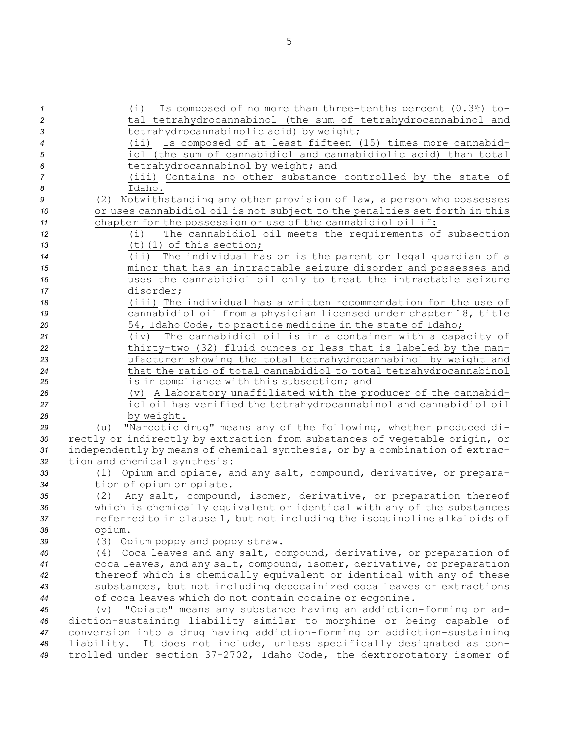(i) Is composed of no more than three-tenths percent (0.3%) total tetrahydrocannabinol (the sum of tetrahydrocannabinol and tetrahydrocannabinolic acid) by weight;

(ii) Is composed of at least fifteen (15) times more cannabidiol (the sum of cannabidiol and cannabidiolic acid) than total tetrahydrocannabinol by weight; and

(iii) Contains no other substance controlled by the state of Idaho.

(2) Notwithstanding any other provision of law, a person who possesses or uses cannabidiol oil is not subject to the penalties set forth in this chapter for the possession or use of the cannabidiol oil if:

(i) The cannabidiol oil meets the requirements of subsection (t)(1) of this section;

(ii) The individual has or is the parent or legal guardian of a minor that has an intractable seizure disorder and possesses and uses the cannabidiol oil only to treat the intractable seizure disorder;

(iii) The individual has a written recommendation for the use of cannabidiol oil from a physician licensed under chapter 18, title 54, Idaho Code, to practice medicine in the state of Idaho;

(iv) The cannabidiol oil is in a container with a capacity of thirty-two (32) fluid ounces or less that is labeled by the manufacturer showing the total tetrahydrocannabinol by weight and that the ratio of total cannabidiol to total tetrahydrocannabinol is in compliance with this subsection; and

(v) A laboratory unaffiliated with the producer of the cannabidiol oil has verified the tetrahydrocannabinol and cannabidiol oil by weight.

(u) "Narcotic drug" means any of the following, whether produced directly or indirectly by extraction from substances of vegetable origin, or independently by means of chemical synthesis, or by a combination of extraction and chemical synthesis:

(1) Opium and opiate, and any salt, compound, derivative, or preparation of opium or opiate.

(2) Any salt, compound, isomer, derivative, or preparation thereof which is chemically equivalent or identical with any of the substances referred to in clause 1, but not including the isoquinoline alkaloids of opium.

(3) Opium poppy and poppy straw.

(4) Coca leaves and any salt, compound, derivative, or preparation of coca leaves, and any salt, compound, isomer, derivative, or preparation thereof which is chemically equivalent or identical with any of these substances, but not including decocainized coca leaves or extractions of coca leaves which do not contain cocaine or ecgonine.

(v) "Opiate" means any substance having an addiction-forming or addiction-sustaining liability similar to morphine or being capable of conversion into a drug having addiction-forming or addiction-sustaining liability. It does not include, unless specifically designated as controlled under section 37-2702, Idaho Code, the dextrorotatory isomer of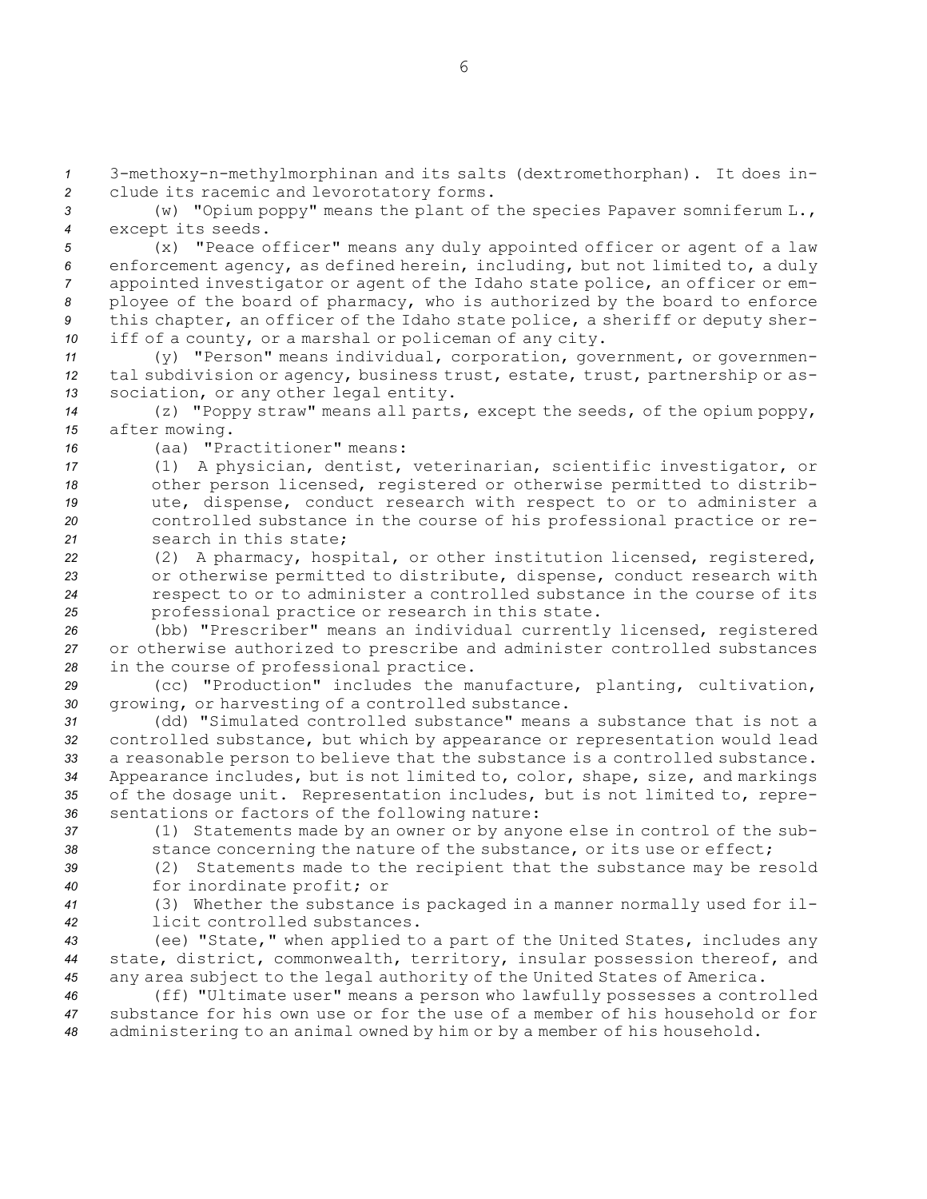3-methoxy-n-methylmorphinan and its salts (dextromethorphan). It does include its racemic and levorotatory forms.

(w) "Opium poppy" means the plant of the species Papaver somniferum L., except its seeds.

(x) "Peace officer" means any duly appointed officer or agent of a law enforcement agency, as defined herein, including, but not limited to, a duly appointed investigator or agent of the Idaho state police, an officer or employee of the board of pharmacy, who is authorized by the board to enforce this chapter, an officer of the Idaho state police, a sheriff or deputy sheriff of a county, or a marshal or policeman of any city.

(y) "Person" means individual, corporation, government, or governmental subdivision or agency, business trust, estate, trust, partnership or association, or any other legal entity.

(z) "Poppy straw" means all parts, except the seeds, of the opium poppy, after mowing.

(aa) "Practitioner" means:

(1) A physician, dentist, veterinarian, scientific investigator, or other person licensed, registered or otherwise permitted to distribute, dispense, conduct research with respect to or to administer a controlled substance in the course of his professional practice or research in this state;

(2) A pharmacy, hospital, or other institution licensed, registered, or otherwise permitted to distribute, dispense, conduct research with respect to or to administer a controlled substance in the course of its professional practice or research in this state.

(bb) "Prescriber" means an individual currently licensed, registered or otherwise authorized to prescribe and administer controlled substances in the course of professional practice.

(cc) "Production" includes the manufacture, planting, cultivation, growing, or harvesting of a controlled substance.

(dd) "Simulated controlled substance" means a substance that is not a controlled substance, but which by appearance or representation would lead a reasonable person to believe that the substance is a controlled substance. Appearance includes, but is not limited to, color, shape, size, and markings of the dosage unit. Representation includes, but is not limited to, representations or factors of the following nature:

(1) Statements made by an owner or by anyone else in control of the substance concerning the nature of the substance, or its use or effect;

(2) Statements made to the recipient that the substance may be resold for inordinate profit; or

(3) Whether the substance is packaged in a manner normally used for illicit controlled substances.

(ee) "State," when applied to a part of the United States, includes any state, district, commonwealth, territory, insular possession thereof, and any area subject to the legal authority of the United States of America.

(ff) "Ultimate user" means a person who lawfully possesses a controlled substance for his own use or for the use of a member of his household or for administering to an animal owned by him or by a member of his household.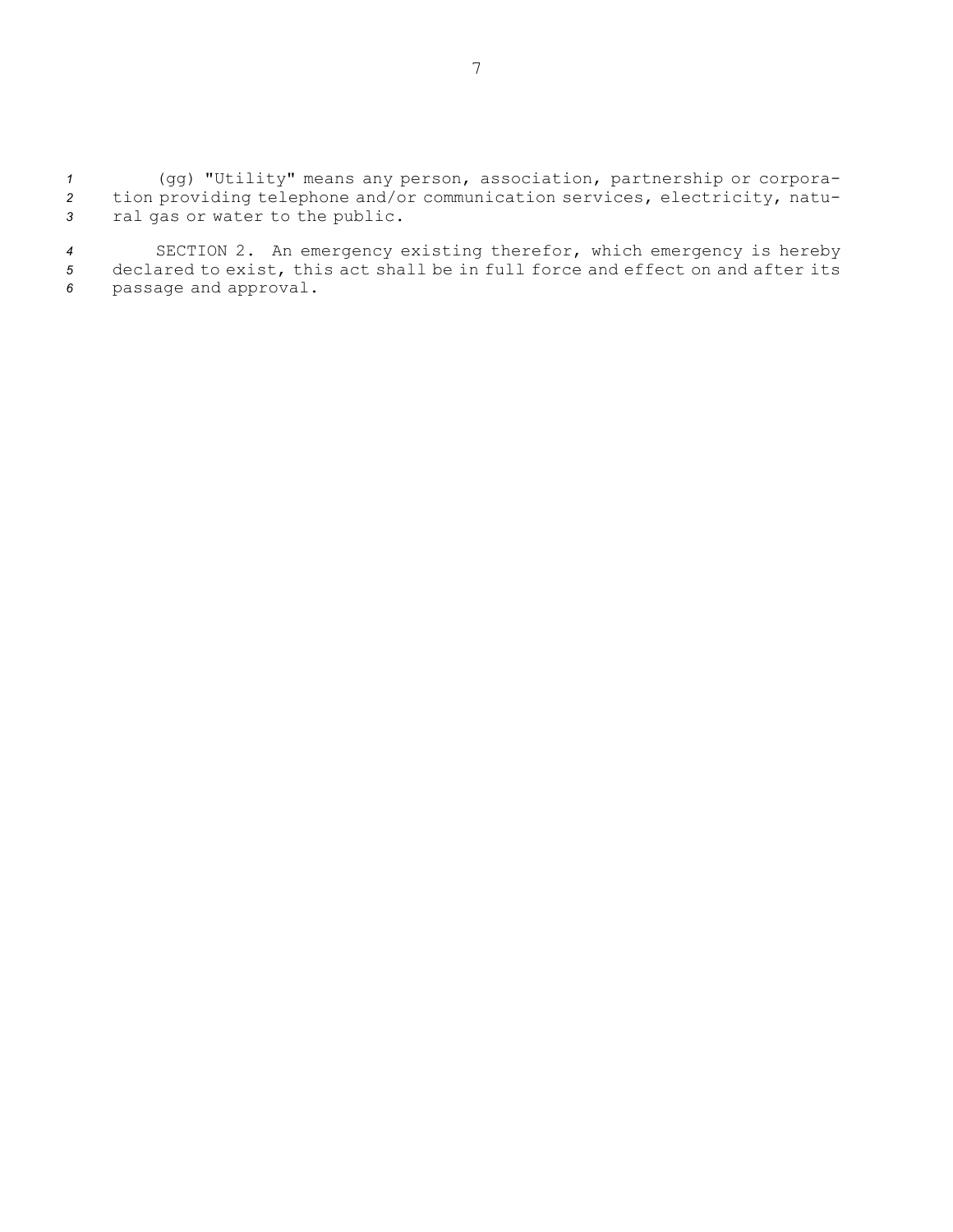(gg) "Utility" means any person, association, partnership or corporation providing telephone and/or communication services, electricity, natural gas or water to the public.

SECTION 2. An emergency existing therefor, which emergency is hereby declared to exist, this act shall be in full force and effect on and after its passage and approval.